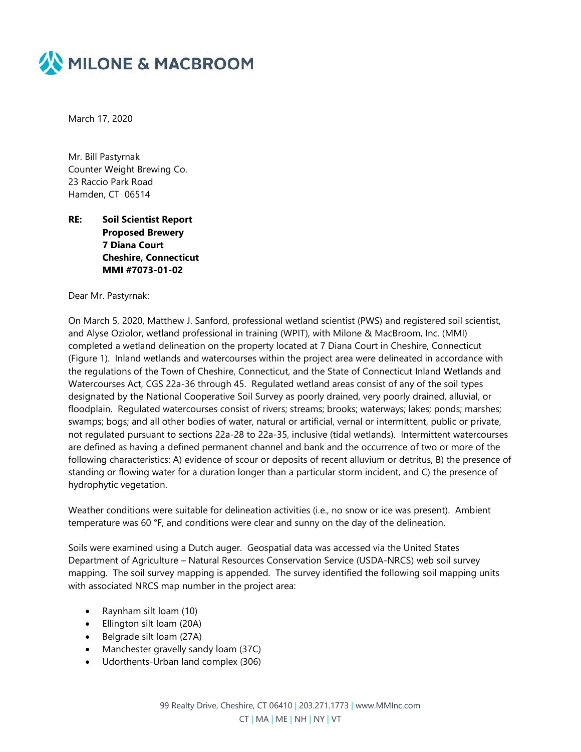**MILONE & MACBROOM**

March 17, 2020

Mr. Bill Pastyrnak
Counter Weight Brewing Co.
23 Raccio Park Road
Hamden, CT 06514

**RE: Soil Scientist Report**
**Proposed Brewery**
**7 Diana Court**
**Cheshire, Connecticut**
**MMI #7073-01-02**

Dear Mr. Pastyrnak:

On March 5, 2020, Matthew J. Sanford, professional wetland scientist (PWS) and registered soil scientist, and Alyse Oziolor, wetland professional in training (WPIT), with Milone & MacBroom, Inc. (MMI) completed a wetland delineation on the property located at 7 Diana Court in Cheshire, Connecticut (Figure 1). Inland wetlands and watercourses within the project area were delineated in accordance with the regulations of the Town of Cheshire, Connecticut, and the State of Connecticut Inland Wetlands and Watercourses Act, CGS 22a-36 through 45. Regulated wetland areas consist of any of the soil types designated by the National Cooperative Soil Survey as poorly drained, very poorly drained, alluvial, or floodplain. Regulated watercourses consist of rivers; streams; brooks; waterways; lakes; ponds; marshes; swamps; bogs; and all other bodies of water, natural or artificial, vernal or intermittent, public or private, not regulated pursuant to sections 22a-28 to 22a-35, inclusive (tidal wetlands). Intermittent watercourses are defined as having a defined permanent channel and bank and the occurrence of two or more of the following characteristics: A) evidence of scour or deposits of recent alluvium or detritus, B) the presence of standing or flowing water for a duration longer than a particular storm incident, and C) the presence of hydrophytic vegetation.

Weather conditions were suitable for delineation activities (i.e., no snow or ice was present). Ambient temperature was 60 °F, and conditions were clear and sunny on the day of the delineation.

Soils were examined using a Dutch auger. Geospatial data was accessed via the United States Department of Agriculture – Natural Resources Conservation Service (USDA-NRCS) web soil survey mapping. The soil survey mapping is appended. The survey identified the following soil mapping units with associated NRCS map number in the project area:

- Raynham silt loam (10)
- Ellington silt loam (20A)
- Belgrade silt loam (27A)
- Manchester gravelly sandy loam (37C)
- Udorthents-Urban land complex (306)

99 Realty Drive, Cheshire, CT 06410 | 203.271.1773 | www.MMInc.com
CT | MA | ME | NH | NY | VT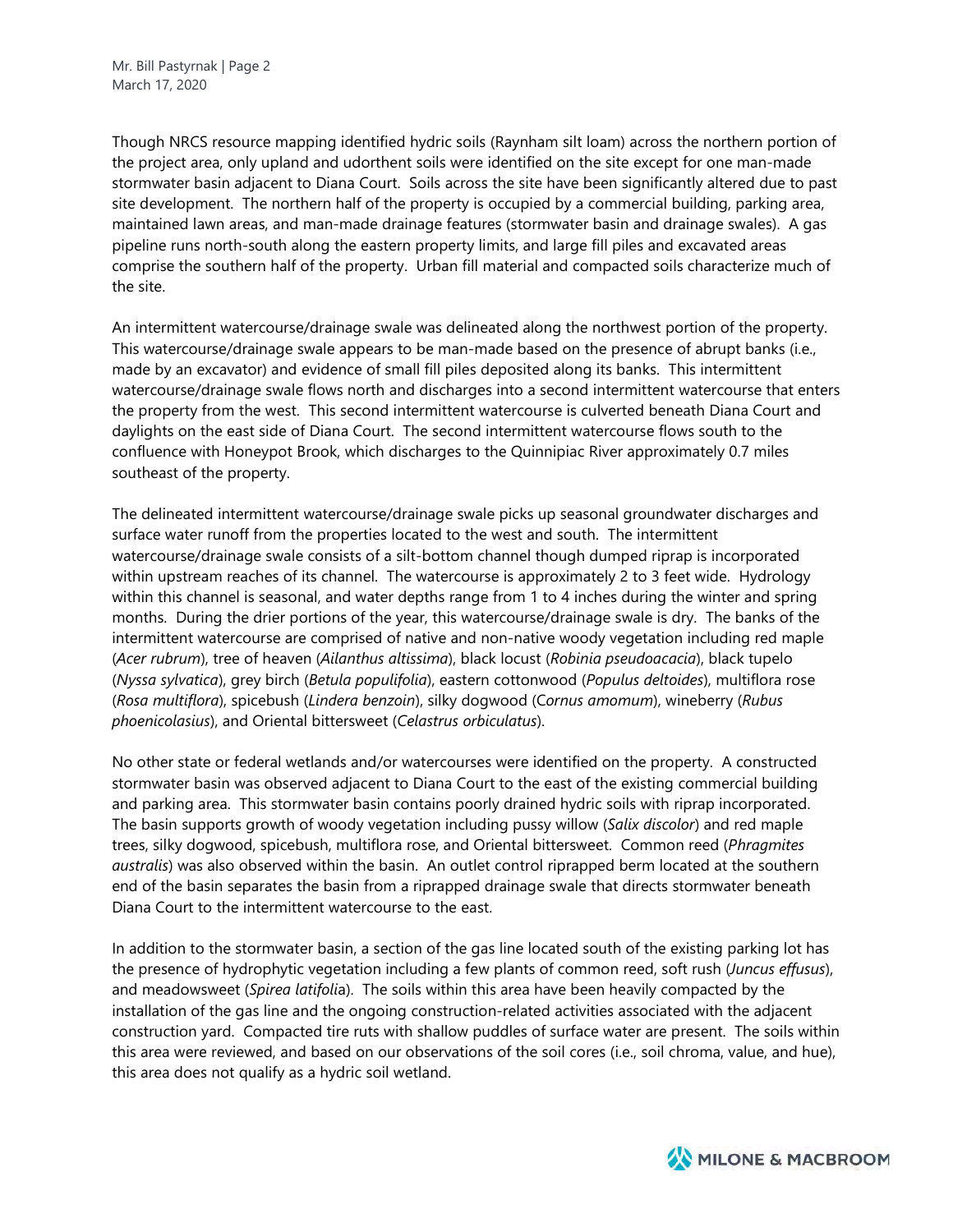Though NRCS resource mapping identified hydric soils (Raynham silt loam) across the northern portion of the project area, only upland and udorthent soils were identified on the site except for one man-made stormwater basin adjacent to Diana Court. Soils across the site have been significantly altered due to past site development. The northern half of the property is occupied by a commercial building, parking area, maintained lawn areas, and man-made drainage features (stormwater basin and drainage swales). A gas pipeline runs north-south along the eastern property limits, and large fill piles and excavated areas comprise the southern half of the property. Urban fill material and compacted soils characterize much of the site.

An intermittent watercourse/drainage swale was delineated along the northwest portion of the property. This watercourse/drainage swale appears to be man-made based on the presence of abrupt banks (i.e., made by an excavator) and evidence of small fill piles deposited along its banks. This intermittent watercourse/drainage swale flows north and discharges into a second intermittent watercourse that enters the property from the west. This second intermittent watercourse is culverted beneath Diana Court and daylights on the east side of Diana Court. The second intermittent watercourse flows south to the confluence with Honeypot Brook, which discharges to the Quinnipiac River approximately 0.7 miles southeast of the property.

The delineated intermittent watercourse/drainage swale picks up seasonal groundwater discharges and surface water runoff from the properties located to the west and south. The intermittent watercourse/drainage swale consists of a silt-bottom channel though dumped riprap is incorporated within upstream reaches of its channel. The watercourse is approximately 2 to 3 feet wide. Hydrology within this channel is seasonal, and water depths range from 1 to 4 inches during the winter and spring months. During the drier portions of the year, this watercourse/drainage swale is dry. The banks of the intermittent watercourse are comprised of native and non-native woody vegetation including red maple (*Acer rubrum*), tree of heaven (*Ailanthus altissima*), black locust (*Robinia pseudoacacia*), black tupelo (*Nyssa sylvatica*), grey birch (*Betula populifolia*), eastern cottonwood (*Populus deltoides*), multiflora rose (*Rosa multiflora*), spicebush (*Lindera benzoin*), silky dogwood (*Cornus amomum*), wineberry (*Rubus phoenicolasius*), and Oriental bittersweet (*Celastrus orbiculatus*).

No other state or federal wetlands and/or watercourses were identified on the property. A constructed stormwater basin was observed adjacent to Diana Court to the east of the existing commercial building and parking area. This stormwater basin contains poorly drained hydric soils with riprap incorporated. The basin supports growth of woody vegetation including pussy willow (*Salix discolor*) and red maple trees, silky dogwood, spicebush, multiflora rose, and Oriental bittersweet. Common reed (*Phragmites australis*) was also observed within the basin. An outlet control riprapped berm located at the southern end of the basin separates the basin from a riprapped drainage swale that directs stormwater beneath Diana Court to the intermittent watercourse to the east.

In addition to the stormwater basin, a section of the gas line located south of the existing parking lot has the presence of hydrophytic vegetation including a few plants of common reed, soft rush (*Juncus effusus*), and meadowsweet (*Spirea latifolia*). The soils within this area have been heavily compacted by the installation of the gas line and the ongoing construction-related activities associated with the adjacent construction yard. Compacted tire ruts with shallow puddles of surface water are present. The soils within this area were reviewed, and based on our observations of the soil cores (i.e., soil chroma, value, and hue), this area does not qualify as a hydric soil wetland.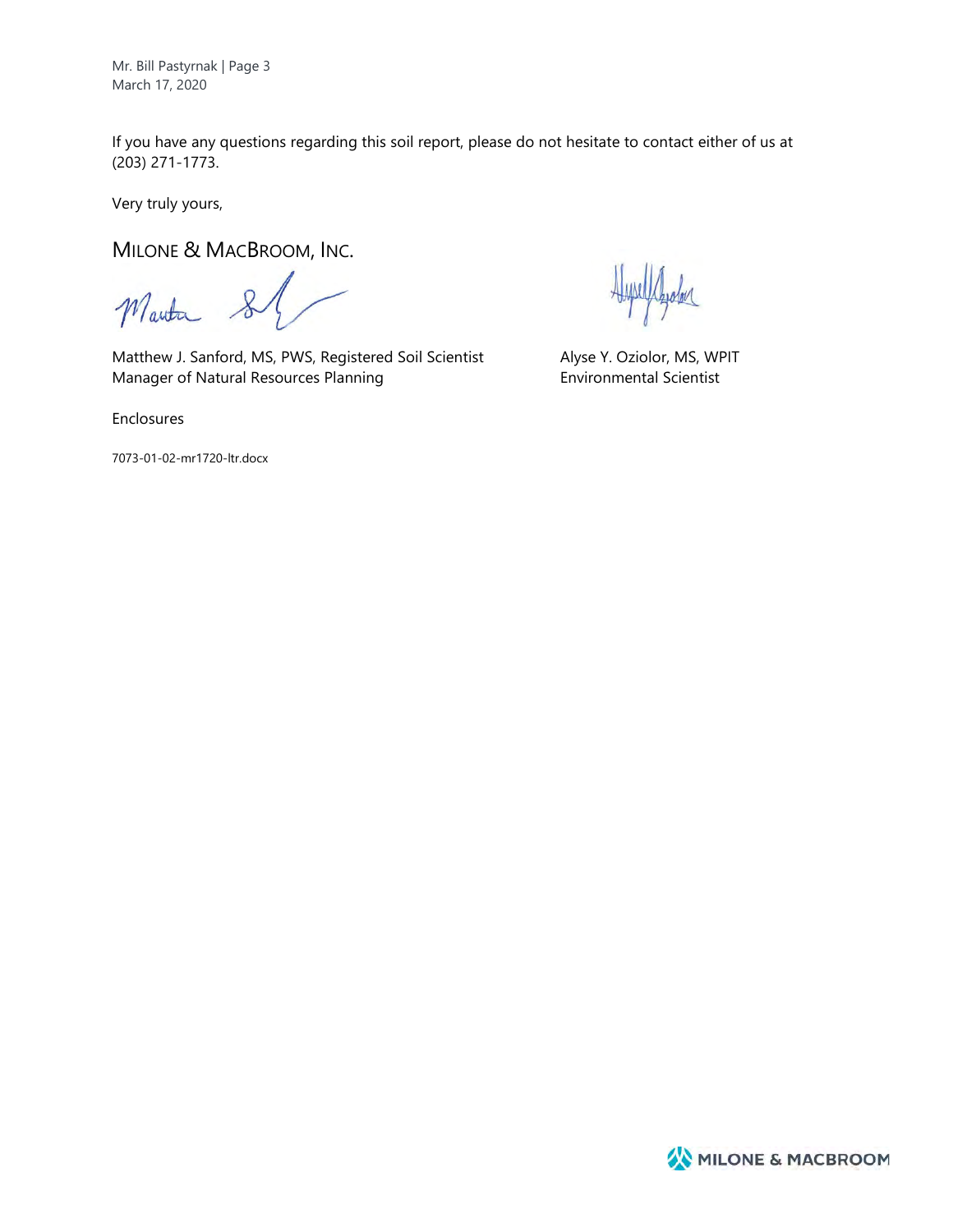If you have any questions regarding this soil report, please do not hesitate to contact either of us at (203) 271-1773.

Very truly yours,

MILONE & MACBROOM, INC.

Matthew J. Sanford, MS, PWS, Registered Soil Scientist
Manager of Natural Resources Planning

Alyse Y. Oziolor, MS, WPIT
Environmental Scientist

Enclosures

7073-01-02-mr1720-ltr.docx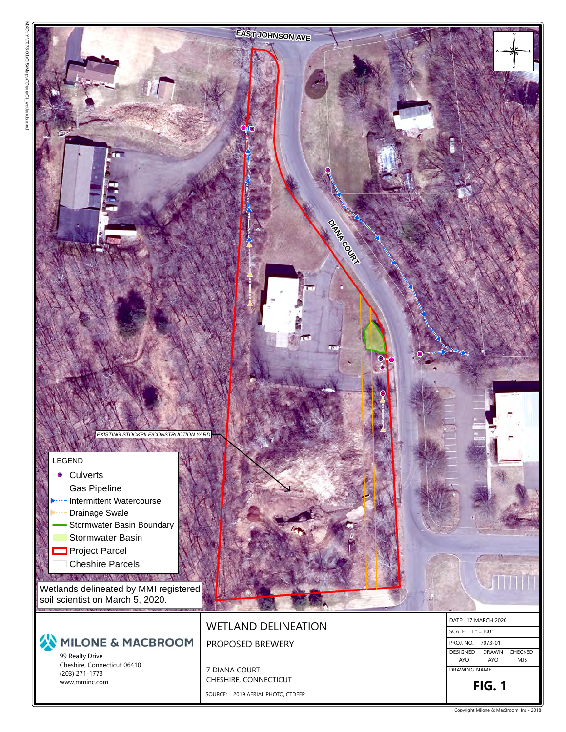MXD: Y:\7073-01\GIS\Maps\7DianaCt_wetlands.mxd

EAST JOHNSON AVE

DIANA COURT

EXISTING STOCKPILE/CONSTRUCTION YARD

**LEGEND**

- Culverts
- Gas Pipeline
- Intermittent Watercourse
- Drainage Swale
- Stormwater Basin Boundary
- Stormwater Basin
- Project Parcel
- Cheshire Parcels

Wetlands delineated by MMI registered soil scientist on March 5, 2020.

**MILONE & MACBROOM**

99 Realty Drive
Cheshire, Connecticut 06410
(203) 271-1773
www.mminc.com

# WETLAND DELINEATION

PROPOSED BREWERY

7 DIANA COURT
CHESHIRE, CONNECTICUT

SOURCE: 2019 AERIAL PHOTO, CTDEEP

| DATE: 17 MARCH 2020 | | |
|---|---|---|
| SCALE: 1" = 100' | | |
| PROJ. NO.: 7073-01 | | |
| DESIGNED | DRAWN | CHECKED |
| AYO | AYO | MJS |
| DRAWING NAME: | | |

**FIG. 1**

Copyright Milone & MacBroom, Inc - 2018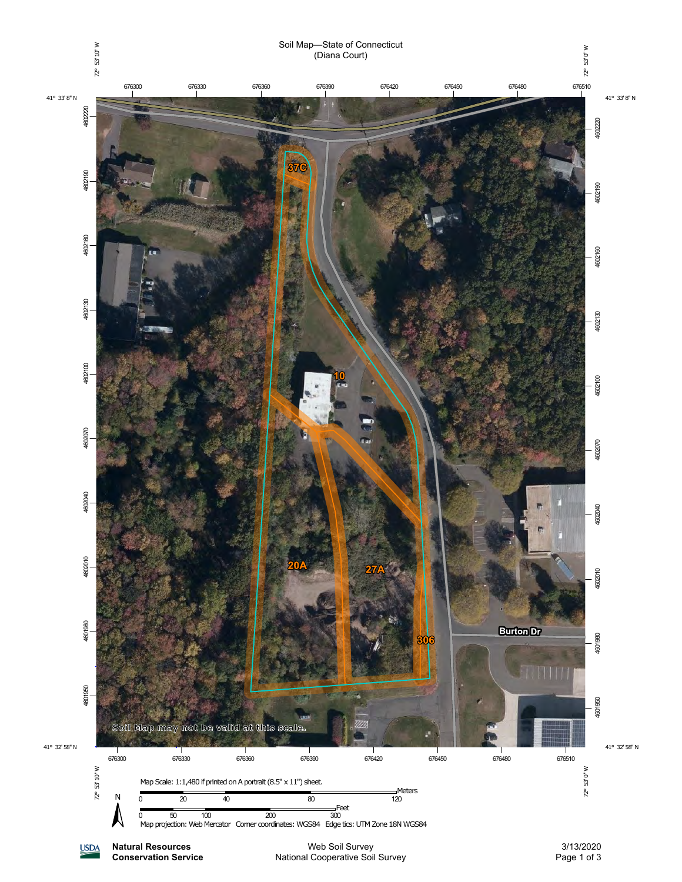# Soil Map—State of Connecticut
(Diana Court)

72° 53' 10" W — 72° 53' 0" W

41° 33' 8" N — 41° 32' 58" N

676300 676330 676360 676390 676420 676450 676480 676510

4602220 4602190 4602160 4602130 4602100 4602070 4602040 4602010 4601980 4601950

37C

10

20A

27A

306

Burton Dr

Soil Map may not be valid at this scale.

Map Scale: 1:1,480 if printed on A portrait (8.5" x 11") sheet.

Meters: 0 20 40 80 120

Feet: 0 50 100 200 300

N

Map projection: Web Mercator Corner coordinates: WGS84 Edge tics: UTM Zone 18N WGS84

USDA **Natural Resources Conservation Service**

Web Soil Survey
National Cooperative Soil Survey

3/13/2020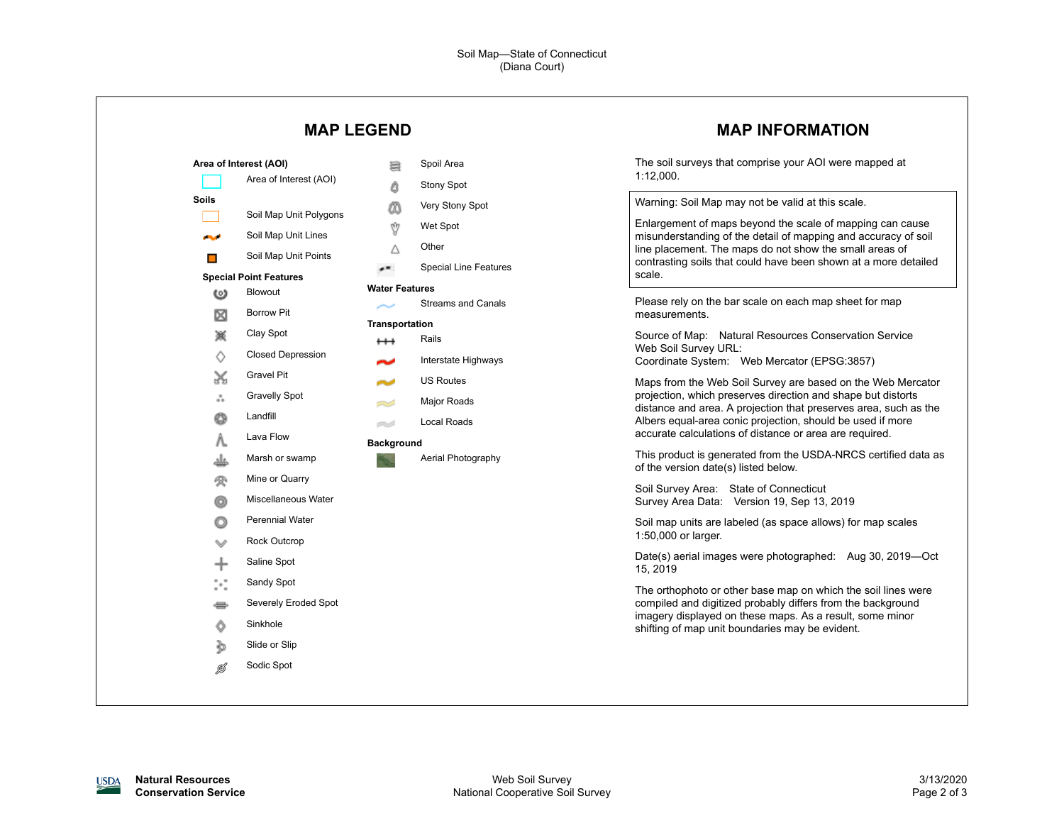Soil Map—State of Connecticut
(Diana Court)

## MAP LEGEND

**Area of Interest (AOI)**

- Area of Interest (AOI)

**Soils**

- Soil Map Unit Polygons
- Soil Map Unit Lines
- Soil Map Unit Points

**Special Point Features**

- Blowout
- Borrow Pit
- Clay Spot
- Closed Depression
- Gravel Pit
- Gravelly Spot
- Landfill
- Lava Flow
- Marsh or swamp
- Mine or Quarry
- Miscellaneous Water
- Perennial Water
- Rock Outcrop
- Saline Spot
- Sandy Spot
- Severely Eroded Spot
- Sinkhole
- Slide or Slip
- Sodic Spot
- Spoil Area
- Stony Spot
- Very Stony Spot
- Wet Spot
- Other
- Special Line Features

**Water Features**

- Streams and Canals

**Transportation**

- Rails
- Interstate Highways
- US Routes
- Major Roads
- Local Roads

**Background**

- Aerial Photography

## MAP INFORMATION

The soil surveys that comprise your AOI were mapped at 1:12,000.

> Warning: Soil Map may not be valid at this scale.
>
> Enlargement of maps beyond the scale of mapping can cause misunderstanding of the detail of mapping and accuracy of soil line placement. The maps do not show the small areas of contrasting soils that could have been shown at a more detailed scale.

Please rely on the bar scale on each map sheet for map measurements.

Source of Map: Natural Resources Conservation Service
Web Soil Survey URL:
Coordinate System: Web Mercator (EPSG:3857)

Maps from the Web Soil Survey are based on the Web Mercator projection, which preserves direction and shape but distorts distance and area. A projection that preserves area, such as the Albers equal-area conic projection, should be used if more accurate calculations of distance or area are required.

This product is generated from the USDA-NRCS certified data as of the version date(s) listed below.

Soil Survey Area: State of Connecticut
Survey Area Data: Version 19, Sep 13, 2019

Soil map units are labeled (as space allows) for map scales 1:50,000 or larger.

Date(s) aerial images were photographed: Aug 30, 2019—Oct 15, 2019

The orthophoto or other base map on which the soil lines were compiled and digitized probably differs from the background imagery displayed on these maps. As a result, some minor shifting of map unit boundaries may be evident.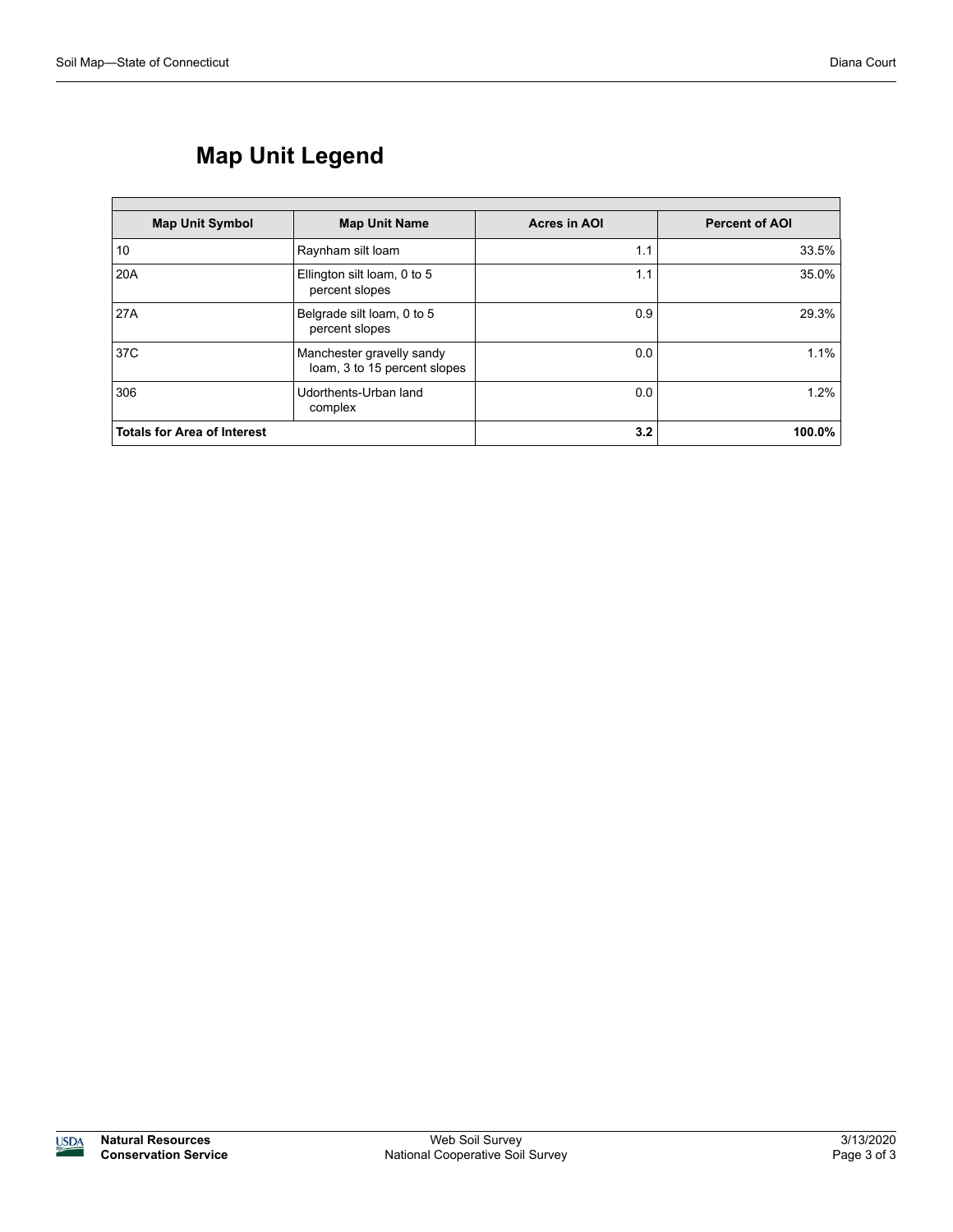# Map Unit Legend

| Map Unit Symbol | Map Unit Name | Acres in AOI | Percent of AOI |
|---|---|---|---|
| 10 | Raynham silt loam | 1.1 | 33.5% |
| 20A | Ellington silt loam, 0 to 5 percent slopes | 1.1 | 35.0% |
| 27A | Belgrade silt loam, 0 to 5 percent slopes | 0.9 | 29.3% |
| 37C | Manchester gravelly sandy loam, 3 to 15 percent slopes | 0.0 | 1.1% |
| 306 | Udorthents-Urban land complex | 0.0 | 1.2% |
| **Totals for Area of Interest** | | **3.2** | **100.0%** |